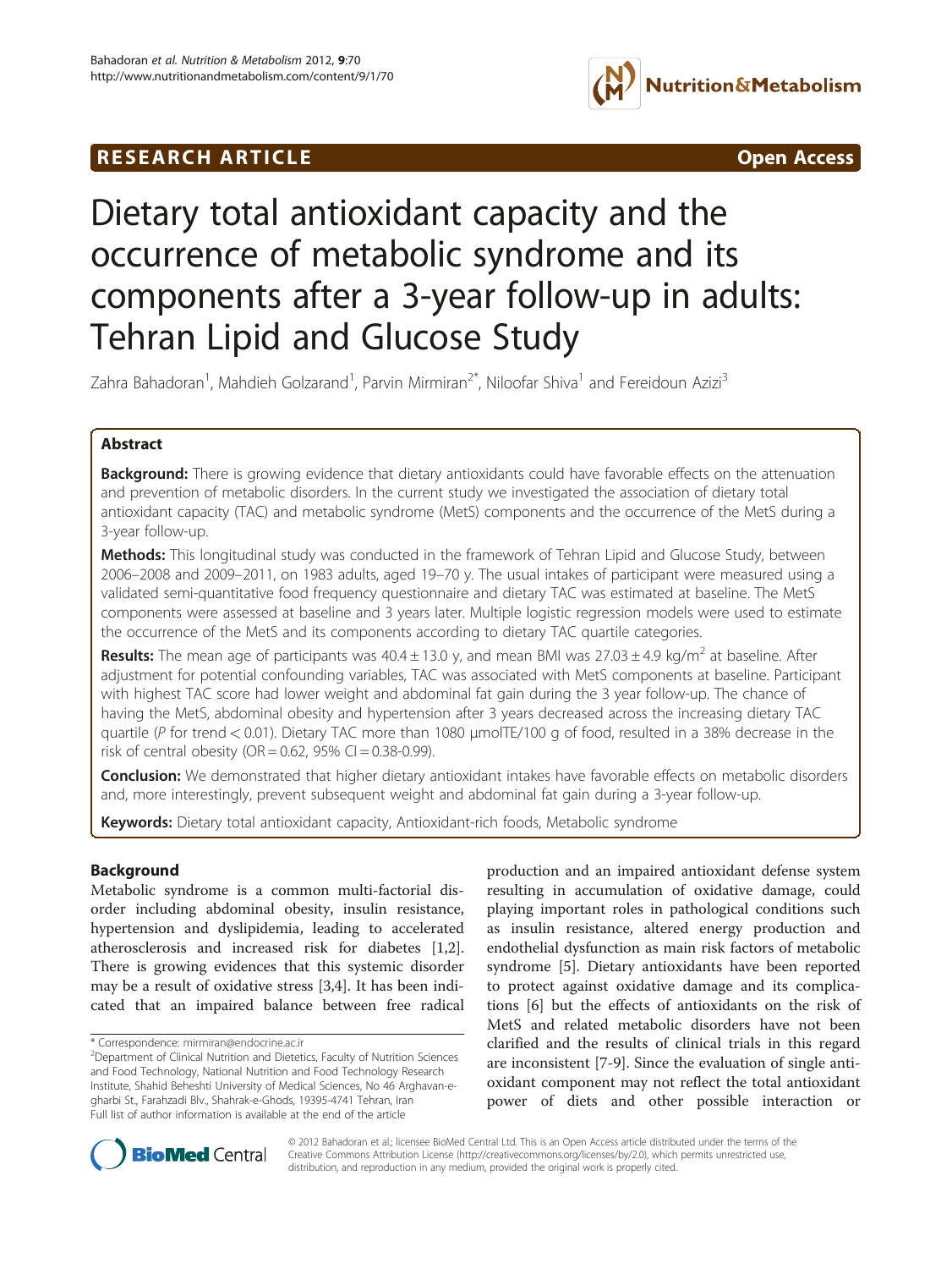**RESEARCH ARTICLE** **Open Access**

# Dietary total antioxidant capacity and the occurrence of metabolic syndrome and its components after a 3-year follow-up in adults: Tehran Lipid and Glucose Study

Zahra Bahadoran[1], Mahdieh Golzarand[1], Parvin Mirmiran[2*], Niloofar Shiva[1] and Fereidoun Azizi[3]

## Abstract

**Background:** There is growing evidence that dietary antioxidants could have favorable effects on the attenuation and prevention of metabolic disorders. In the current study we investigated the association of dietary total antioxidant capacity (TAC) and metabolic syndrome (MetS) components and the occurrence of the MetS during a 3-year follow-up.

**Methods:** This longitudinal study was conducted in the framework of Tehran Lipid and Glucose Study, between 2006–2008 and 2009–2011, on 1983 adults, aged 19–70 y. The usual intakes of participant were measured using a validated semi-quantitative food frequency questionnaire and dietary TAC was estimated at baseline. The MetS components were assessed at baseline and 3 years later. Multiple logistic regression models were used to estimate the occurrence of the MetS and its components according to dietary TAC quartile categories.

**Results:** The mean age of participants was 40.4 ± 13.0 y, and mean BMI was 27.03 ± 4.9 kg/m$^2$ at baseline. After adjustment for potential confounding variables, TAC was associated with MetS components at baseline. Participant with highest TAC score had lower weight and abdominal fat gain during the 3 year follow-up. The chance of having the MetS, abdominal obesity and hypertension after 3 years decreased across the increasing dietary TAC quartile (*P* for trend < 0.01). Dietary TAC more than 1080 μmolTE/100 g of food, resulted in a 38% decrease in the risk of central obesity (OR = 0.62, 95% CI = 0.38-0.99).

**Conclusion:** We demonstrated that higher dietary antioxidant intakes have favorable effects on metabolic disorders and, more interestingly, prevent subsequent weight and abdominal fat gain during a 3-year follow-up.

**Keywords:** Dietary total antioxidant capacity, Antioxidant-rich foods, Metabolic syndrome

## Background

Metabolic syndrome is a common multi-factorial disorder including abdominal obesity, insulin resistance, hypertension and dyslipidemia, leading to accelerated atherosclerosis and increased risk for diabetes [1,2]. There is growing evidences that this systemic disorder may be a result of oxidative stress [3,4]. It has been indicated that an impaired balance between free radical production and an impaired antioxidant defense system resulting in accumulation of oxidative damage, could playing important roles in pathological conditions such as insulin resistance, altered energy production and endothelial dysfunction as main risk factors of metabolic syndrome [5]. Dietary antioxidants have been reported to protect against oxidative damage and its complications [6] but the effects of antioxidants on the risk of MetS and related metabolic disorders have not been clarified and the results of clinical trials in this regard are inconsistent [7-9]. Since the evaluation of single antioxidant component may not reflect the total antioxidant power of diets and other possible interaction or

\* Correspondence: mirmiran@endocrine.ac.ir
[2]Department of Clinical Nutrition and Dietetics, Faculty of Nutrition Sciences and Food Technology, National Nutrition and Food Technology Research Institute, Shahid Beheshti University of Medical Sciences, No 46 Arghavan-e-gharbi St., Farahzadi Blv., Shahrak-e-Ghods, 19395-4741 Tehran, Iran
Full list of author information is available at the end of the article

© 2012 Bahadoran et al.; licensee BioMed Central Ltd. This is an Open Access article distributed under the terms of the Creative Commons Attribution License (http://creativecommons.org/licenses/by/2.0), which permits unrestricted use, distribution, and reproduction in any medium, provided the original work is properly cited.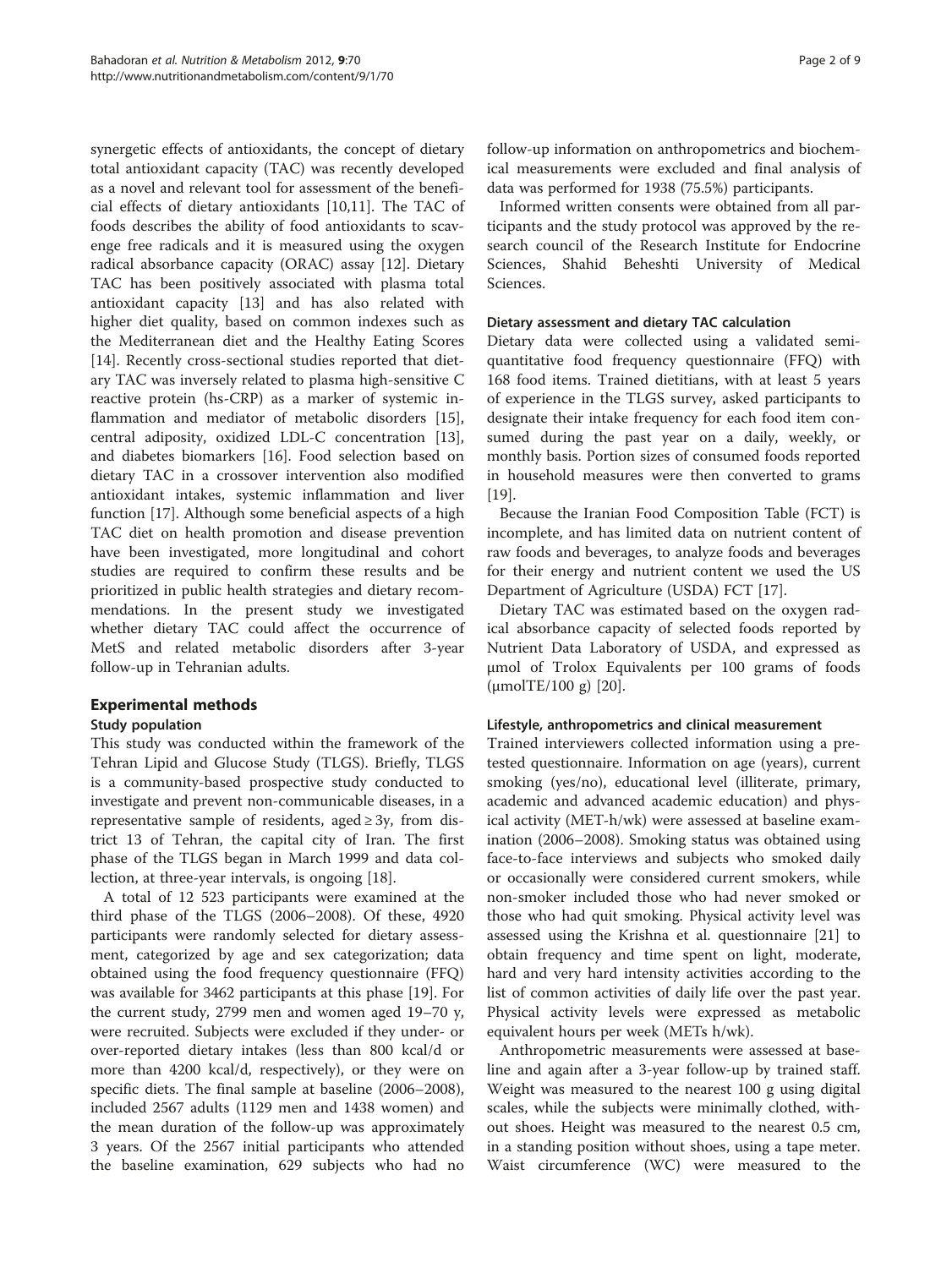synergetic effects of antioxidants, the concept of dietary total antioxidant capacity (TAC) was recently developed as a novel and relevant tool for assessment of the beneficial effects of dietary antioxidants [10,11]. The TAC of foods describes the ability of food antioxidants to scavenge free radicals and it is measured using the oxygen radical absorbance capacity (ORAC) assay [12]. Dietary TAC has been positively associated with plasma total antioxidant capacity [13] and has also related with higher diet quality, based on common indexes such as the Mediterranean diet and the Healthy Eating Scores [14]. Recently cross-sectional studies reported that dietary TAC was inversely related to plasma high-sensitive C reactive protein (hs-CRP) as a marker of systemic inflammation and mediator of metabolic disorders [15], central adiposity, oxidized LDL-C concentration [13], and diabetes biomarkers [16]. Food selection based on dietary TAC in a crossover intervention also modified antioxidant intakes, systemic inflammation and liver function [17]. Although some beneficial aspects of a high TAC diet on health promotion and disease prevention have been investigated, more longitudinal and cohort studies are required to confirm these results and be prioritized in public health strategies and dietary recommendations. In the present study we investigated whether dietary TAC could affect the occurrence of MetS and related metabolic disorders after 3-year follow-up in Tehranian adults.

## Experimental methods

### Study population

This study was conducted within the framework of the Tehran Lipid and Glucose Study (TLGS). Briefly, TLGS is a community-based prospective study conducted to investigate and prevent non-communicable diseases, in a representative sample of residents, aged ≥ 3y, from district 13 of Tehran, the capital city of Iran. The first phase of the TLGS began in March 1999 and data collection, at three-year intervals, is ongoing [18].

A total of 12 523 participants were examined at the third phase of the TLGS (2006–2008). Of these, 4920 participants were randomly selected for dietary assessment, categorized by age and sex categorization; data obtained using the food frequency questionnaire (FFQ) was available for 3462 participants at this phase [19]. For the current study, 2799 men and women aged 19–70 y, were recruited. Subjects were excluded if they under- or over-reported dietary intakes (less than 800 kcal/d or more than 4200 kcal/d, respectively), or they were on specific diets. The final sample at baseline (2006–2008), included 2567 adults (1129 men and 1438 women) and the mean duration of the follow-up was approximately 3 years. Of the 2567 initial participants who attended the baseline examination, 629 subjects who had no follow-up information on anthropometrics and biochemical measurements were excluded and final analysis of data was performed for 1938 (75.5%) participants.

Informed written consents were obtained from all participants and the study protocol was approved by the research council of the Research Institute for Endocrine Sciences, Shahid Beheshti University of Medical Sciences.

### Dietary assessment and dietary TAC calculation

Dietary data were collected using a validated semi-quantitative food frequency questionnaire (FFQ) with 168 food items. Trained dietitians, with at least 5 years of experience in the TLGS survey, asked participants to designate their intake frequency for each food item consumed during the past year on a daily, weekly, or monthly basis. Portion sizes of consumed foods reported in household measures were then converted to grams [19].

Because the Iranian Food Composition Table (FCT) is incomplete, and has limited data on nutrient content of raw foods and beverages, to analyze foods and beverages for their energy and nutrient content we used the US Department of Agriculture (USDA) FCT [17].

Dietary TAC was estimated based on the oxygen radical absorbance capacity of selected foods reported by Nutrient Data Laboratory of USDA, and expressed as μmol of Trolox Equivalents per 100 grams of foods (μmolTE/100 g) [20].

### Lifestyle, anthropometrics and clinical measurement

Trained interviewers collected information using a pretested questionnaire. Information on age (years), current smoking (yes/no), educational level (illiterate, primary, academic and advanced academic education) and physical activity (MET-h/wk) were assessed at baseline examination (2006–2008). Smoking status was obtained using face-to-face interviews and subjects who smoked daily or occasionally were considered current smokers, while non-smoker included those who had never smoked or those who had quit smoking. Physical activity level was assessed using the Krishna et al. questionnaire [21] to obtain frequency and time spent on light, moderate, hard and very hard intensity activities according to the list of common activities of daily life over the past year. Physical activity levels were expressed as metabolic equivalent hours per week (METs h/wk).

Anthropometric measurements were assessed at baseline and again after a 3-year follow-up by trained staff. Weight was measured to the nearest 100 g using digital scales, while the subjects were minimally clothed, without shoes. Height was measured to the nearest 0.5 cm, in a standing position without shoes, using a tape meter. Waist circumference (WC) were measured to the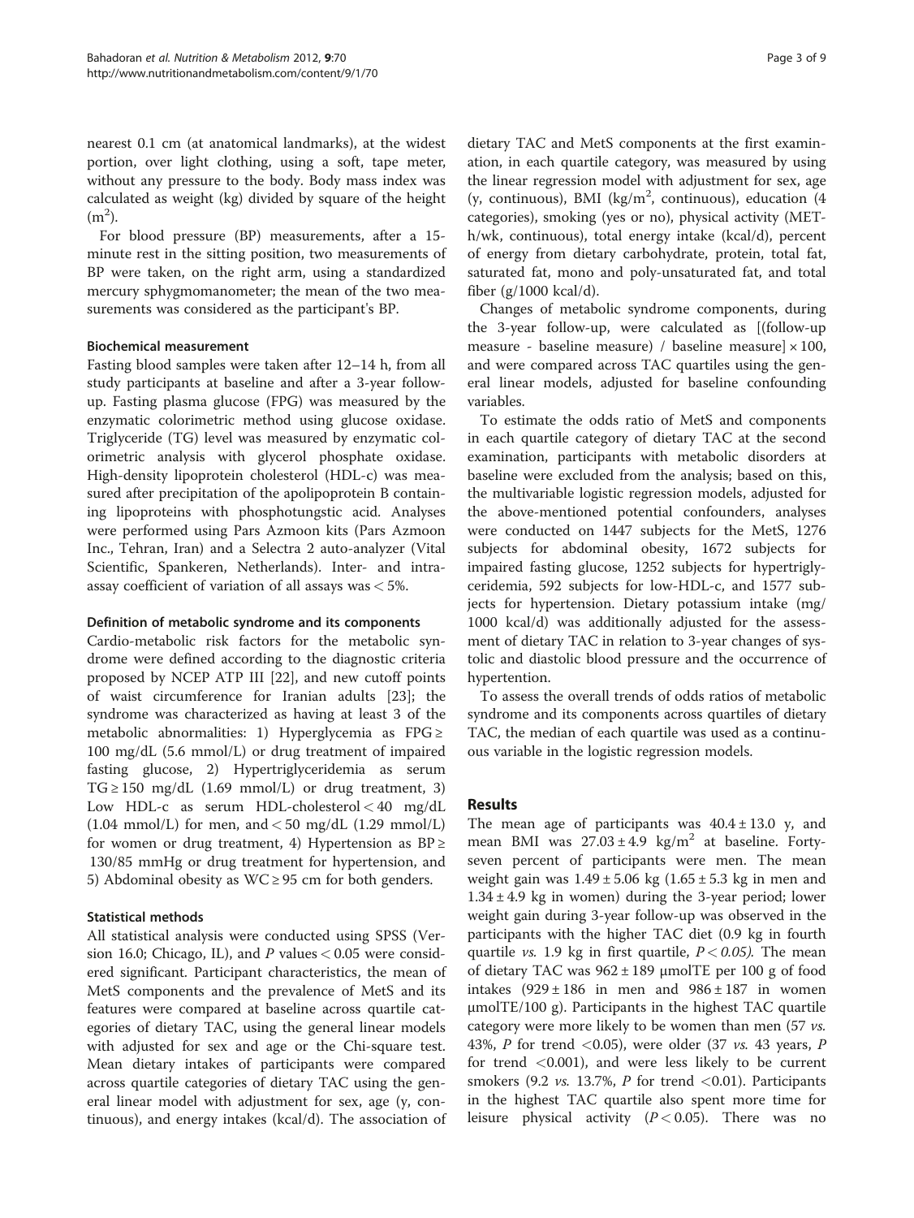nearest 0.1 cm (at anatomical landmarks), at the widest portion, over light clothing, using a soft, tape meter, without any pressure to the body. Body mass index was calculated as weight (kg) divided by square of the height ($m^2$).

For blood pressure (BP) measurements, after a 15-minute rest in the sitting position, two measurements of BP were taken, on the right arm, using a standardized mercury sphygmomanometer; the mean of the two measurements was considered as the participant's BP.

### Biochemical measurement

Fasting blood samples were taken after 12–14 h, from all study participants at baseline and after a 3-year follow-up. Fasting plasma glucose (FPG) was measured by the enzymatic colorimetric method using glucose oxidase. Triglyceride (TG) level was measured by enzymatic colorimetric analysis with glycerol phosphate oxidase. High-density lipoprotein cholesterol (HDL-c) was measured after precipitation of the apolipoprotein B containing lipoproteins with phosphotungstic acid. Analyses were performed using Pars Azmoon kits (Pars Azmoon Inc., Tehran, Iran) and a Selectra 2 auto-analyzer (Vital Scientific, Spankeren, Netherlands). Inter- and intra-assay coefficient of variation of all assays was < 5%.

### Definition of metabolic syndrome and its components

Cardio-metabolic risk factors for the metabolic syndrome were defined according to the diagnostic criteria proposed by NCEP ATP III [22], and new cutoff points of waist circumference for Iranian adults [23]; the syndrome was characterized as having at least 3 of the metabolic abnormalities: 1) Hyperglycemia as FPG ≥ 100 mg/dL (5.6 mmol/L) or drug treatment of impaired fasting glucose, 2) Hypertriglyceridemia as serum TG ≥ 150 mg/dL (1.69 mmol/L) or drug treatment, 3) Low HDL-c as serum HDL-cholesterol < 40 mg/dL (1.04 mmol/L) for men, and < 50 mg/dL (1.29 mmol/L) for women or drug treatment, 4) Hypertension as BP ≥ 130/85 mmHg or drug treatment for hypertension, and 5) Abdominal obesity as WC ≥ 95 cm for both genders.

### Statistical methods

All statistical analysis were conducted using SPSS (Version 16.0; Chicago, IL), and *P* values < 0.05 were considered significant. Participant characteristics, the mean of MetS components and the prevalence of MetS and its features were compared at baseline across quartile categories of dietary TAC, using the general linear models with adjusted for sex and age or the Chi-square test. Mean dietary intakes of participants were compared across quartile categories of dietary TAC using the general linear model with adjustment for sex, age (y, continuous), and energy intakes (kcal/d). The association of dietary TAC and MetS components at the first examination, in each quartile category, was measured by using the linear regression model with adjustment for sex, age (y, continuous), BMI (kg/$m^2$, continuous), education (4 categories), smoking (yes or no), physical activity (MET-h/wk, continuous), total energy intake (kcal/d), percent of energy from dietary carbohydrate, protein, total fat, saturated fat, mono and poly-unsaturated fat, and total fiber (g/1000 kcal/d).

Changes of metabolic syndrome components, during the 3-year follow-up, were calculated as [(follow-up measure - baseline measure) / baseline measure] × 100, and were compared across TAC quartiles using the general linear models, adjusted for baseline confounding variables.

To estimate the odds ratio of MetS and components in each quartile category of dietary TAC at the second examination, participants with metabolic disorders at baseline were excluded from the analysis; based on this, the multivariable logistic regression models, adjusted for the above-mentioned potential confounders, analyses were conducted on 1447 subjects for the MetS, 1276 subjects for abdominal obesity, 1672 subjects for impaired fasting glucose, 1252 subjects for hypertriglyceridemia, 592 subjects for low-HDL-c, and 1577 subjects for hypertension. Dietary potassium intake (mg/1000 kcal/d) was additionally adjusted for the assessment of dietary TAC in relation to 3-year changes of systolic and diastolic blood pressure and the occurrence of hypertention.

To assess the overall trends of odds ratios of metabolic syndrome and its components across quartiles of dietary TAC, the median of each quartile was used as a continuous variable in the logistic regression models.

## Results

The mean age of participants was 40.4 ± 13.0 y, and mean BMI was 27.03 ± 4.9 kg/$m^2$ at baseline. Forty-seven percent of participants were men. The mean weight gain was 1.49 ± 5.06 kg (1.65 ± 5.3 kg in men and 1.34 ± 4.9 kg in women) during the 3-year period; lower weight gain during 3-year follow-up was observed in the participants with the higher TAC diet (0.9 kg in fourth quartile *vs.* 1.9 kg in first quartile, $P < 0.05$). The mean of dietary TAC was 962 ± 189 μmolTE per 100 g of food intakes (929 ± 186 in men and 986 ± 187 in women μmolTE/100 g). Participants in the highest TAC quartile category were more likely to be women than men (57 *vs.* 43%, *P* for trend <0.05), were older (37 *vs.* 43 years, *P* for trend <0.001), and were less likely to be current smokers (9.2 *vs.* 13.7%, *P* for trend <0.01). Participants in the highest TAC quartile also spent more time for leisure physical activity ($P < 0.05$). There was no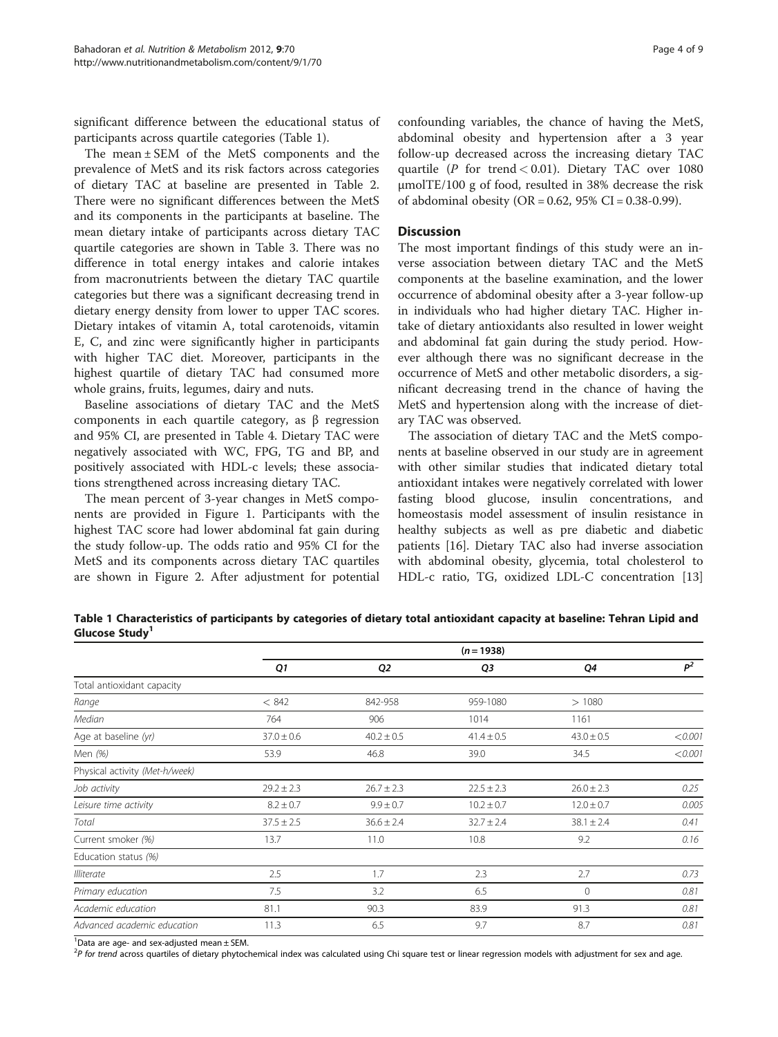significant difference between the educational status of participants across quartile categories (Table 1).

The mean ± SEM of the MetS components and the prevalence of MetS and its risk factors across categories of dietary TAC at baseline are presented in Table 2. There were no significant differences between the MetS and its components in the participants at baseline. The mean dietary intake of participants across dietary TAC quartile categories are shown in Table 3. There was no difference in total energy intakes and calorie intakes from macronutrients between the dietary TAC quartile categories but there was a significant decreasing trend in dietary energy density from lower to upper TAC scores. Dietary intakes of vitamin A, total carotenoids, vitamin E, C, and zinc were significantly higher in participants with higher TAC diet. Moreover, participants in the highest quartile of dietary TAC had consumed more whole grains, fruits, legumes, dairy and nuts.

Baseline associations of dietary TAC and the MetS components in each quartile category, as β regression and 95% CI, are presented in Table 4. Dietary TAC were negatively associated with WC, FPG, TG and BP, and positively associated with HDL-c levels; these associations strengthened across increasing dietary TAC.

The mean percent of 3-year changes in MetS components are provided in Figure 1. Participants with the highest TAC score had lower abdominal fat gain during the study follow-up. The odds ratio and 95% CI for the MetS and its components across dietary TAC quartiles are shown in Figure 2. After adjustment for potential confounding variables, the chance of having the MetS, abdominal obesity and hypertension after a 3 year follow-up decreased across the increasing dietary TAC quartile (*P* for trend < 0.01). Dietary TAC over 1080 μmolTE/100 g of food, resulted in 38% decrease the risk of abdominal obesity (OR = 0.62, 95% CI = 0.38-0.99).

## Discussion

The most important findings of this study were an inverse association between dietary TAC and the MetS components at the baseline examination, and the lower occurrence of abdominal obesity after a 3-year follow-up in individuals who had higher dietary TAC. Higher intake of dietary antioxidants also resulted in lower weight and abdominal fat gain during the study period. However although there was no significant decrease in the occurrence of MetS and other metabolic disorders, a significant decreasing trend in the chance of having the MetS and hypertension along with the increase of dietary TAC was observed.

The association of dietary TAC and the MetS components at baseline observed in our study are in agreement with other similar studies that indicated dietary total antioxidant intakes were negatively correlated with lower fasting blood glucose, insulin concentrations, and homeostasis model assessment of insulin resistance in healthy subjects as well as pre diabetic and diabetic patients [16]. Dietary TAC also had inverse association with abdominal obesity, glycemia, total cholesterol to HDL-c ratio, TG, oxidized LDL-C concentration [13]

**Table 1 Characteristics of participants by categories of dietary total antioxidant capacity at baseline: Tehran Lipid and Glucose Study[1]**

| | (n = 1938) | | | | |
|---|---|---|---|---|---|
| | *Q1* | *Q2* | *Q3* | *Q4* | $P^2$ |
| Total antioxidant capacity | | | | | |
| *Range* | < 842 | 842-958 | 959-1080 | > 1080 | |
| *Median* | 764 | 906 | 1014 | 1161 | |
| *Age at baseline (yr)* | 37.0 ± 0.6 | 40.2 ± 0.5 | 41.4 ± 0.5 | 43.0 ± 0.5 | *<0.001* |
| *Men (%)* | 53.9 | 46.8 | 39.0 | 34.5 | *<0.001* |
| *Physical activity (Met-h/week)* | | | | | |
| *Job activity* | 29.2 ± 2.3 | 26.7 ± 2.3 | 22.5 ± 2.3 | 26.0 ± 2.3 | *0.25* |
| *Leisure time activity* | 8.2 ± 0.7 | 9.9 ± 0.7 | 10.2 ± 0.7 | 12.0 ± 0.7 | *0.005* |
| *Total* | 37.5 ± 2.5 | 36.6 ± 2.4 | 32.7 ± 2.4 | 38.1 ± 2.4 | *0.41* |
| *Current smoker (%)* | 13.7 | 11.0 | 10.8 | 9.2 | *0.16* |
| *Education status (%)* | | | | | |
| *Illiterate* | 2.5 | 1.7 | 2.3 | 2.7 | *0.73* |
| *Primary education* | 7.5 | 3.2 | 6.5 | 0 | *0.81* |
| *Academic education* | 81.1 | 90.3 | 83.9 | 91.3 | *0.81* |
| *Advanced academic education* | 11.3 | 6.5 | 9.7 | 8.7 | *0.81* |

[1]Data are age- and sex-adjusted mean ± SEM.
[2]*P for trend* across quartiles of dietary phytochemical index was calculated using Chi square test or linear regression models with adjustment for sex and age.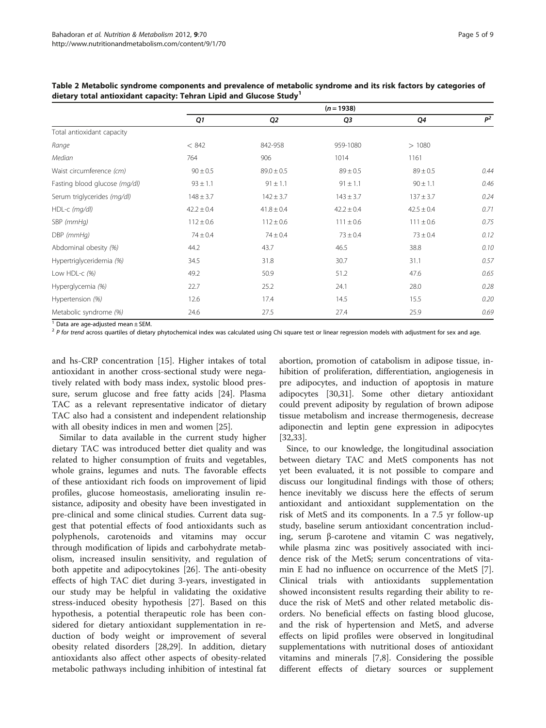**Table 2 Metabolic syndrome components and prevalence of metabolic syndrome and its risk factors by categories of dietary total antioxidant capacity: Tehran Lipid and Glucose Study[1]**

| | (n = 1938) | | | | |
|---|---|---|---|---|---|
| | *Q1* | *Q2* | *Q3* | *Q4* | $P^2$ |
| Total antioxidant capacity | | | | | |
| *Range* | < 842 | 842-958 | 959-1080 | > 1080 | |
| *Median* | 764 | 906 | 1014 | 1161 | |
| Waist circumference *(cm)* | 90 ± 0.5 | 89.0 ± 0.5 | 89 ± 0.5 | 89 ± 0.5 | *0.44* |
| Fasting blood glucose *(mg/dl)* | 93 ± 1.1 | 91 ± 1.1 | 91 ± 1.1 | 90 ± 1.1 | *0.46* |
| Serum triglycerides *(mg/dl)* | 148 ± 3.7 | 142 ± 3.7 | 143 ± 3.7 | 137 ± 3.7 | *0.24* |
| HDL-c *(mg/dl)* | 42.2 ± 0.4 | 41.8 ± 0.4 | 42.2 ± 0.4 | 42.5 ± 0.4 | *0.71* |
| SBP *(mmHg)* | 112 ± 0.6 | 112 ± 0.6 | 111 ± 0.6 | 111 ± 0.6 | *0.75* |
| DBP *(mmHg)* | 74 ± 0.4 | 74 ± 0.4 | 73 ± 0.4 | 73 ± 0.4 | *0.12* |
| Abdominal obesity *(%)* | 44.2 | 43.7 | 46.5 | 38.8 | *0.10* |
| Hypertriglyceridemia *(%)* | 34.5 | 31.8 | 30.7 | 31.1 | *0.57* |
| Low HDL-c *(%)* | 49.2 | 50.9 | 51.2 | 47.6 | *0.65* |
| Hyperglycemia *(%)* | 22.7 | 25.2 | 24.1 | 28.0 | *0.28* |
| Hypertension *(%)* | 12.6 | 17.4 | 14.5 | 15.5 | *0.20* |
| Metabolic syndrome *(%)* | 24.6 | 27.5 | 27.4 | 25.9 | *0.69* |

[1] Data are age-adjusted mean ± SEM.
[2] *P for trend* across quartiles of dietary phytochemical index was calculated using Chi square test or linear regression models with adjustment for sex and age.

and hs-CRP concentration [15]. Higher intakes of total antioxidant in another cross-sectional study were negatively related with body mass index, systolic blood pressure, serum glucose and free fatty acids [24]. Plasma TAC as a relevant representative indicator of dietary TAC also had a consistent and independent relationship with all obesity indices in men and women [25].

Similar to data available in the current study higher dietary TAC was introduced better diet quality and was related to higher consumption of fruits and vegetables, whole grains, legumes and nuts. The favorable effects of these antioxidant rich foods on improvement of lipid profiles, glucose homeostasis, ameliorating insulin resistance, adiposity and obesity have been investigated in pre-clinical and some clinical studies. Current data suggest that potential effects of food antioxidants such as polyphenols, carotenoids and vitamins may occur through modification of lipids and carbohydrate metabolism, increased insulin sensitivity, and regulation of both appetite and adipocytokines [26]. The anti-obesity effects of high TAC diet during 3-years, investigated in our study may be helpful in validating the oxidative stress-induced obesity hypothesis [27]. Based on this hypothesis, a potential therapeutic role has been considered for dietary antioxidant supplementation in reduction of body weight or improvement of several obesity related disorders [28,29]. In addition, dietary antioxidants also affect other aspects of obesity-related metabolic pathways including inhibition of intestinal fat abortion, promotion of catabolism in adipose tissue, inhibition of proliferation, differentiation, angiogenesis in pre adipocytes, and induction of apoptosis in mature adipocytes [30,31]. Some other dietary antioxidant could prevent adiposity by regulation of brown adipose tissue metabolism and increase thermogenesis, decrease adiponectin and leptin gene expression in adipocytes [32,33].

Since, to our knowledge, the longitudinal association between dietary TAC and MetS components has not yet been evaluated, it is not possible to compare and discuss our longitudinal findings with those of others; hence inevitably we discuss here the effects of serum antioxidant and antioxidant supplementation on the risk of MetS and its components. In a 7.5 yr follow-up study, baseline serum antioxidant concentration including, serum β-carotene and vitamin C was negatively, while plasma zinc was positively associated with incidence risk of the MetS; serum concentrations of vitamin E had no influence on occurrence of the MetS [7]. Clinical trials with antioxidants supplementation showed inconsistent results regarding their ability to reduce the risk of MetS and other related metabolic disorders. No beneficial effects on fasting blood glucose, and the risk of hypertension and MetS, and adverse effects on lipid profiles were observed in longitudinal supplementations with nutritional doses of antioxidant vitamins and minerals [7,8]. Considering the possible different effects of dietary sources or supplement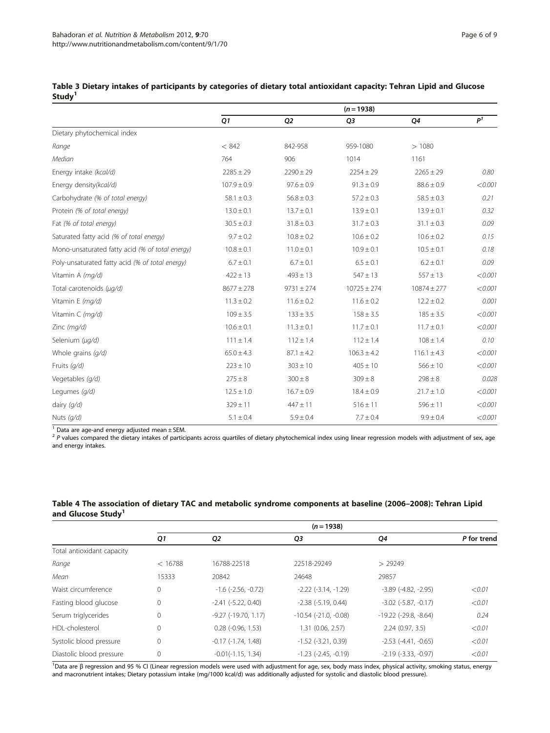**Table 3 Dietary intakes of participants by categories of dietary total antioxidant capacity: Tehran Lipid and Glucose Study[1]**

| | (n = 1938) | | | | |
|---|---|---|---|---|---|
| | *Q1* | *Q2* | *Q3* | *Q4* | *P*[1] |
| Dietary phytochemical index | | | | | |
| *Range* | < 842 | 842-958 | 959-1080 | > 1080 | |
| *Median* | 764 | 906 | 1014 | 1161 | |
| Energy intake *(kcal/d)* | 2285 ± 29 | 2290 ± 29 | 2254 ± 29 | 2265 ± 29 | *0.80* |
| Energy density*(kcal/d)* | 107.9 ± 0.9 | 97.6 ± 0.9 | 91.3 ± 0.9 | 88.6 ± 0.9 | *<0.001* |
| Carbohydrate *(% of total energy)* | 58.1 ± 0.3 | 56.8 ± 0.3 | 57.2 ± 0.3 | 58.5 ± 0.3 | *0.21* |
| Protein *(% of total energy)* | 13.0 ± 0.1 | 13.7 ± 0.1 | 13.9 ± 0.1 | 13.9 ± 0.1 | *0.32* |
| Fat *(% of total energy)* | 30.5 ± *0.3* | 31.8 ± 0.3 | 31.7 ± 0.3 | 31.1 ± 0.3 | *0.09* |
| Saturated fatty acid *(% of total energy)* | 9.7 ± 0.2 | 10.8 ± 0.2 | 10.6 ± 0.2 | 10.6 ± 0.2 | *0.15* |
| Mono-unsaturated fatty acid *(% of total energy)* | 10.8 ± 0.1 | 11.0 ± 0.1 | 10.9 ± 0.1 | 10.5 ± 0.1 | *0.18* |
| Poly-unsaturated fatty acid *(% of total energy)* | 6.7 ± 0.1 | 6.7 ± 0.1 | 6.5 ± 0.1 | 6.2 ± 0.1 | *0.09* |
| Vitamin A *(mg/d)* | 422 ± 13 | 493 ± 13 | 547 ± 13 | 557 ± 13 | *<0.001* |
| Total carotenoids *(µg/d)* | 8677 ± 278 | 9731 ± 274 | 10725 ± 274 | 10874 ± 277 | *<0.001* |
| Vitamin E *(mg/d)* | 11.3 ± 0.2 | 11.6 ± 0.2 | 11.6 ± 0.2 | 12.2 ± 0.2 | *0.001* |
| Vitamin C *(mg/d)* | 109 ± 3.5 | 133 ± 3.5 | 158 ± 3.5 | 185 ± 3.5 | *<0.001* |
| Zinc *(mg/d)* | 10.6 ± 0.1 | 11.3 ± 0.1 | 11.7 ± 0.1 | 11.7 ± 0.1 | *<0.001* |
| Selenium *(µg/d)* | 111 ± 1.4 | 112 ± 1.4 | 112 ± 1.4 | 108 ± 1.4 | *0.10* |
| Whole grains *(g/d)* | 65.0 ± 4.3 | 87.1 ± 4.2 | 106.3 ± 4.2 | 116.1 ± 4.3 | *<0.001* |
| Fruits *(g/d)* | 223 ± 10 | 303 ± 10 | 405 ± 10 | 566 ± 10 | *<0.001* |
| Vegetables *(g/d)* | 275 ± 8 | 300 ± 8 | 309 ± 8 | 298 ± 8 | *0.028* |
| Legumes *(g/d)* | 12.5 ± 1.0 | 16.7 ± 0.9 | 18.4 ± 0.9 | 21.7 ± 1.0 | *<0.001* |
| dairy *(g/d)* | 329 ± 11 | 447 ± 11 | 516 ± 11 | 596 ± 11 | *<0.001* |
| Nuts *(g/d)* | 5.1 ± 0.4 | 5.9 ± 0.4 | 7.7 ± 0.4 | 9.9 ± 0.4 | *<0.001* |

[1] Data are age-and energy adjusted mean ± SEM.
[2] *P* values compared the dietary intakes of participants across quartiles of dietary phytochemical index using linear regression models with adjustment of sex, age and energy intakes.

**Table 4 The association of dietary TAC and metabolic syndrome components at baseline (2006–2008): Tehran Lipid and Glucose Study[1]**

| | (n = 1938) | | | | |
|---|---|---|---|---|---|
| | *Q1* | *Q2* | *Q3* | *Q4* | *P for trend* |
| Total antioxidant capacity | | | | | |
| *Range* | < 16788 | 16788-22518 | 22518-29249 | > 29249 | |
| *Mean* | 15333 | 20842 | 24648 | 29857 | |
| Waist circumference | 0 | -1.6 (-2.56, -0.72) | -2.22 (-3.14, -1.29) | -3.89 (-4.82, -2.95) | *<0.01* |
| Fasting blood glucose | 0 | -2.41 (-5.22, 0.40) | -2.38 (-5.19, 0.44) | -3.02 (-5.87, -0.17) | *<0.01* |
| Serum triglycerides | 0 | -9.27 (-19.70, 1.17) | -10.54 (-21.0, -0.08) | -19.22 (-29.8, -8.64) | *0.24* |
| HDL-cholesterol | 0 | 0.28 (-0.96, 1.53) | 1.31 (0.06, 2.57) | 2.24 (0.97, 3.5) | *<0.01* |
| Systolic blood pressure | 0 | -0.17 (-1.74, 1.48) | -1.52 (-3.21, 0.39) | -2.53 (-4.41, -0.65) | *<0.01* |
| Diastolic blood pressure | 0 | -0.01(-1.15, 1.34) | -1.23 (-2.45, -0.19) | -2.19 (-3.33, -0.97) | *<0.01* |

[1]Data are β regression and 95 % CI (Linear regression models were used with adjustment for age, sex, body mass index, physical activity, smoking status, energy and macronutrient intakes; Dietary potassium intake (mg/1000 kcal/d) was additionally adjusted for systolic and diastolic blood pressure).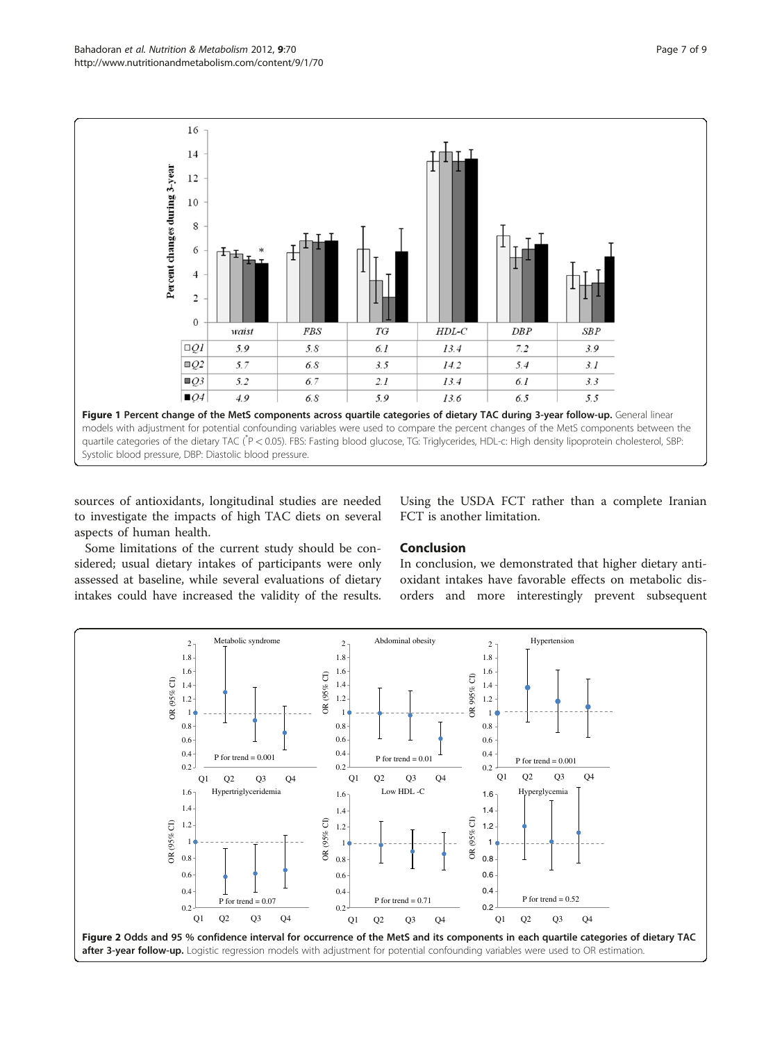| | waist | FBS | TG | HDL-C | DBP | SBP |
|---|---|---|---|---|---|---|
| Q1 | 5.9 | 5.8 | 6.1 | 13.4 | 7.2 | 3.9 |
| Q2 | 5.7 | 6.8 | 3.5 | 14.2 | 5.4 | 3.1 |
| Q3 | 5.2 | 6.7 | 2.1 | 13.4 | 6.1 | 3.3 |
| Q4 | 4.9 | 6.8 | 5.9 | 13.6 | 6.5 | 5.5 |

**Figure 1 Percent change of the MetS components across quartile categories of dietary TAC during 3-year follow-up.** General linear models with adjustment for potential confounding variables were used to compare the percent changes of the MetS components between the quartile categories of the dietary TAC (*P < 0.05). FBS: Fasting blood glucose, TG: Triglycerides, HDL-c: High density lipoprotein cholesterol, SBP: Systolic blood pressure, DBP: Diastolic blood pressure.

sources of antioxidants, longitudinal studies are needed to investigate the impacts of high TAC diets on several aspects of human health.

Some limitations of the current study should be considered; usual dietary intakes of participants were only assessed at baseline, while several evaluations of dietary intakes could have increased the validity of the results. Using the USDA FCT rather than a complete Iranian FCT is another limitation.

## Conclusion

In conclusion, we demonstrated that higher dietary antioxidant intakes have favorable effects on metabolic disorders and more interestingly prevent subsequent

**Figure 2 Odds and 95 % confidence interval for occurrence of the MetS and its components in each quartile categories of dietary TAC after 3-year follow-up.** Logistic regression models with adjustment for potential confounding variables were used to OR estimation.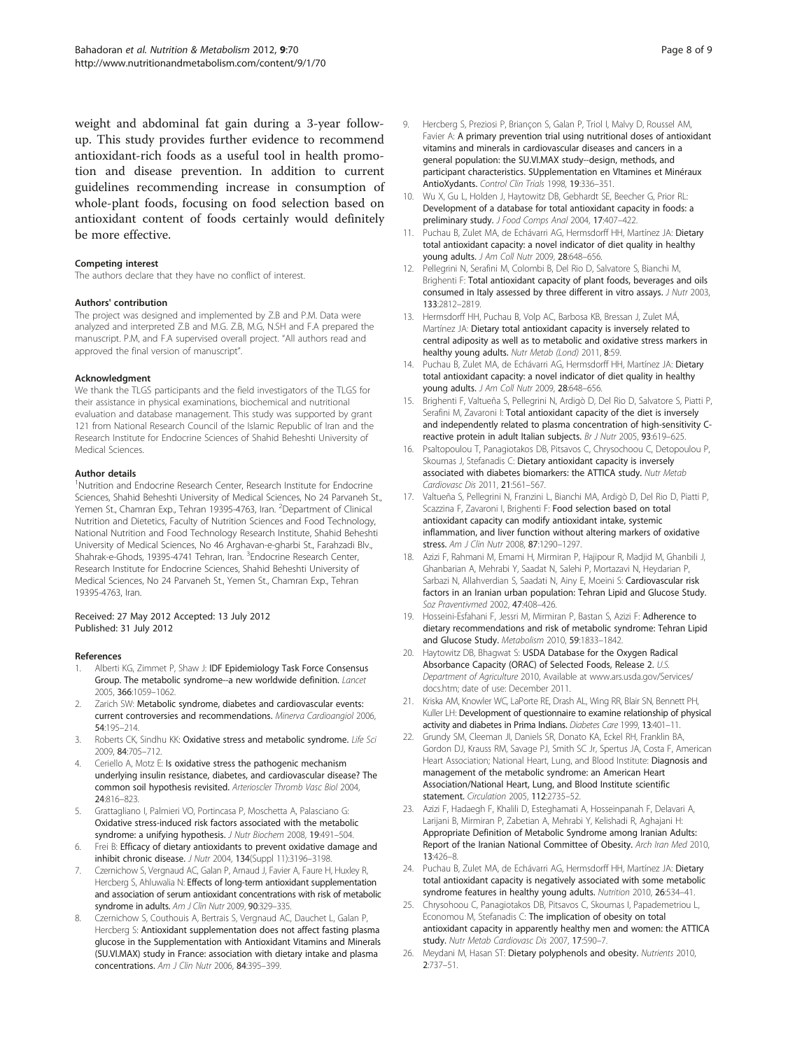weight and abdominal fat gain during a 3-year follow-up. This study provides further evidence to recommend antioxidant-rich foods as a useful tool in health promotion and disease prevention. In addition to current guidelines recommending increase in consumption of whole-plant foods, focusing on food selection based on antioxidant content of foods certainly would definitely be more effective.

#### Competing interest

The authors declare that they have no conflict of interest.

#### Authors' contribution

The project was designed and implemented by Z.B and P.M. Data were analyzed and interpreted Z.B and M.G. Z.B, M.G, N.SH and F.A prepared the manuscript. P.M, and F.A supervised overall project. "All authors read and approved the final version of manuscript".

#### Acknowledgment

We thank the TLGS participants and the field investigators of the TLGS for their assistance in physical examinations, biochemical and nutritional evaluation and database management. This study was supported by grant 121 from National Research Council of the Islamic Republic of Iran and the Research Institute for Endocrine Sciences of Shahid Beheshti University of Medical Sciences.

#### Author details

[1]Nutrition and Endocrine Research Center, Research Institute for Endocrine Sciences, Shahid Beheshti University of Medical Sciences, No 24 Parvaneh St., Yemen St., Chamran Exp., Tehran 19395-4763, Iran. [2]Department of Clinical Nutrition and Dietetics, Faculty of Nutrition Sciences and Food Technology, National Nutrition and Food Technology Research Institute, Shahid Beheshti University of Medical Sciences, No 46 Arghavan-e-gharbi St., Farahzadi Blv., Shahrak-e-Ghods, 19395-4741 Tehran, Iran. [3]Endocrine Research Center, Research Institute for Endocrine Sciences, Shahid Beheshti University of Medical Sciences, No 24 Parvaneh St., Yemen St., Chamran Exp., Tehran 19395-4763, Iran.

Received: 27 May 2012 Accepted: 13 July 2012
Published: 31 July 2012

#### References

1. Alberti KG, Zimmet P, Shaw J: **IDF Epidemiology Task Force Consensus Group. The metabolic syndrome--a new worldwide definition.** *Lancet* 2005, **366**:1059–1062.
2. Zarich SW: **Metabolic syndrome, diabetes and cardiovascular events: current controversies and recommendations.** *Minerva Cardioangiol* 2006, **54**:195–214.
3. Roberts CK, Sindhu KK: **Oxidative stress and metabolic syndrome.** *Life Sci* 2009, **84**:705–712.
4. Ceriello A, Motz E: **Is oxidative stress the pathogenic mechanism underlying insulin resistance, diabetes, and cardiovascular disease? The common soil hypothesis revisited.** *Arterioscler Thromb Vasc Biol* 2004, **24**:816–823.
5. Grattagliano I, Palmieri VO, Portincasa P, Moschetta A, Palasciano G: **Oxidative stress-induced risk factors associated with the metabolic syndrome: a unifying hypothesis.** *J Nutr Biochem* 2008, **19**:491–504.
6. Frei B: **Efficacy of dietary antioxidants to prevent oxidative damage and inhibit chronic disease.** *J Nutr* 2004, **134**(Suppl 11):3196–3198.
7. Czernichow S, Vergnaud AC, Galan P, Arnaud J, Favier A, Faure H, Huxley R, Hercberg S, Ahluwalia N: **Effects of long-term antioxidant supplementation and association of serum antioxidant concentrations with risk of metabolic syndrome in adults.** *Am J Clin Nutr* 2009, **90**:329–335.
8. Czernichow S, Couthouis A, Bertrais S, Vergnaud AC, Dauchet L, Galan P, Hercberg S: **Antioxidant supplementation does not affect fasting plasma glucose in the Supplementation with Antioxidant Vitamins and Minerals (SU.VI.MAX) study in France: association with dietary intake and plasma concentrations.** *Am J Clin Nutr* 2006, **84**:395–399.
9. Hercberg S, Preziosi P, Briançon S, Galan P, Triol I, Malvy D, Roussel AM, Favier A: **A primary prevention trial using nutritional doses of antioxidant vitamins and minerals in cardiovascular diseases and cancers in a general population: the SU.VI.MAX study--design, methods, and participant characteristics. SUpplementation en VItamines et Minéraux AntioXydants.** *Control Clin Trials* 1998, **19**:336–351.
10. Wu X, Gu L, Holden J, Haytowitz DB, Gebhardt SE, Beecher G, Prior RL: **Development of a database for total antioxidant capacity in foods: a preliminary study.** *J Food Comps Anal* 2004, **17**:407–422.
11. Puchau B, Zulet MA, de Echávarri AG, Hermsdorff HH, Martínez JA: **Dietary total antioxidant capacity: a novel indicator of diet quality in healthy young adults.** *J Am Coll Nutr* 2009, **28**:648–656.
12. Pellegrini N, Serafini M, Colombi B, Del Rio D, Salvatore S, Bianchi M, Brighenti F: **Total antioxidant capacity of plant foods, beverages and oils consumed in Italy assessed by three different in vitro assays.** *J Nutr* 2003, **133**:2812–2819.
13. Hermsdorff HH, Puchau B, Volp AC, Barbosa KB, Bressan J, Zulet MÁ, Martínez JA: **Dietary total antioxidant capacity is inversely related to central adiposity as well as to metabolic and oxidative stress markers in healthy young adults.** *Nutr Metab (Lond)* 2011, **8**:59.
14. Puchau B, Zulet MA, de Echávarri AG, Hermsdorff HH, Martínez JA: **Dietary total antioxidant capacity: a novel indicator of diet quality in healthy young adults.** *J Am Coll Nutr* 2009, **28**:648–656.
15. Brighenti F, Valtueña S, Pellegrini N, Ardigò D, Del Rio D, Salvatore S, Piatti P, Serafini M, Zavaroni I: **Total antioxidant capacity of the diet is inversely and independently related to plasma concentration of high-sensitivity C-reactive protein in adult Italian subjects.** *Br J Nutr* 2005, **93**:619–625.
16. Psaltopoulou T, Panagiotakos DB, Pitsavos C, Chrysochoou C, Detopoulou P, Skoumas J, Stefanadis C: **Dietary antioxidant capacity is inversely associated with diabetes biomarkers: the ATTICA study.** *Nutr Metab Cardiovasc Dis* 2011, **21**:561–567.
17. Valtueña S, Pellegrini N, Franzini L, Bianchi MA, Ardigò D, Del Rio D, Piatti P, Scazzina F, Zavaroni I, Brighenti F: **Food selection based on total antioxidant capacity can modify antioxidant intake, systemic inflammation, and liver function without altering markers of oxidative stress.** *Am J Clin Nutr* 2008, **87**:1290–1297.
18. Azizi F, Rahmani M, Emami H, Mirmiran P, Hajipour R, Madjid M, Ghanbili J, Ghanbarian A, Mehrabi Y, Saadat N, Salehi P, Mortazavi N, Heydarian P, Sarbazi N, Allahverdian S, Saadati N, Ainy E, Moeini S: **Cardiovascular risk factors in an Iranian urban population: Tehran Lipid and Glucose Study.** *Soz Praventivmed* 2002, **47**:408–426.
19. Hosseini-Esfahani F, Jessri M, Mirmiran P, Bastan S, Azizi F: **Adherence to dietary recommendations and risk of metabolic syndrome: Tehran Lipid and Glucose Study.** *Metabolism* 2010, **59**:1833–1842.
20. Haytowitz DB, Bhagwat S: **USDA Database for the Oxygen Radical Absorbance Capacity (ORAC) of Selected Foods, Release 2.** *U.S. Department of Agriculture* 2010, Available at www.ars.usda.gov/Services/docs.htm; date of use: December 2011.
21. Kriska AM, Knowler WC, LaPorte RE, Drash AL, Wing RR, Blair SN, Bennett PH, Kuller LH: **Development of questionnaire to examine relationship of physical activity and diabetes in Prima Indians.** *Diabetes Care* 1999, **13**:401–11.
22. Grundy SM, Cleeman JI, Daniels SR, Donato KA, Eckel RH, Franklin BA, Gordon DJ, Krauss RM, Savage PJ, Smith SC Jr, Spertus JA, Costa F, American Heart Association; National Heart, Lung, and Blood Institute: **Diagnosis and management of the metabolic syndrome: an American Heart Association/National Heart, Lung, and Blood Institute scientific statement.** *Circulation* 2005, **112**:2735–52.
23. Azizi F, Hadaegh F, Khalili D, Esteghamati A, Hosseinpanah F, Delavari A, Larijani B, Mirmiran P, Zabetian A, Mehrabi Y, Kelishadi R, Aghajani H: **Appropriate Definition of Metabolic Syndrome among Iranian Adults: Report of the Iranian National Committee of Obesity.** *Arch Iran Med* 2010, **13**:426–8.
24. Puchau B, Zulet MA, de Echávarri AG, Hermsdorff HH, Martínez JA: **Dietary total antioxidant capacity is negatively associated with some metabolic syndrome features in healthy young adults.** *Nutrition* 2010, **26**:534–41.
25. Chrysohoou C, Panagiotakos DB, Pitsavos C, Skoumas I, Papademetriou L, Economou M, Stefanadis C: **The implication of obesity on total antioxidant capacity in apparently healthy men and women: the ATTICA study.** *Nutr Metab Cardiovasc Dis* 2007, **17**:590–7.
26. Meydani M, Hasan ST: **Dietary polyphenols and obesity.** *Nutrients* 2010, **2**:737–51.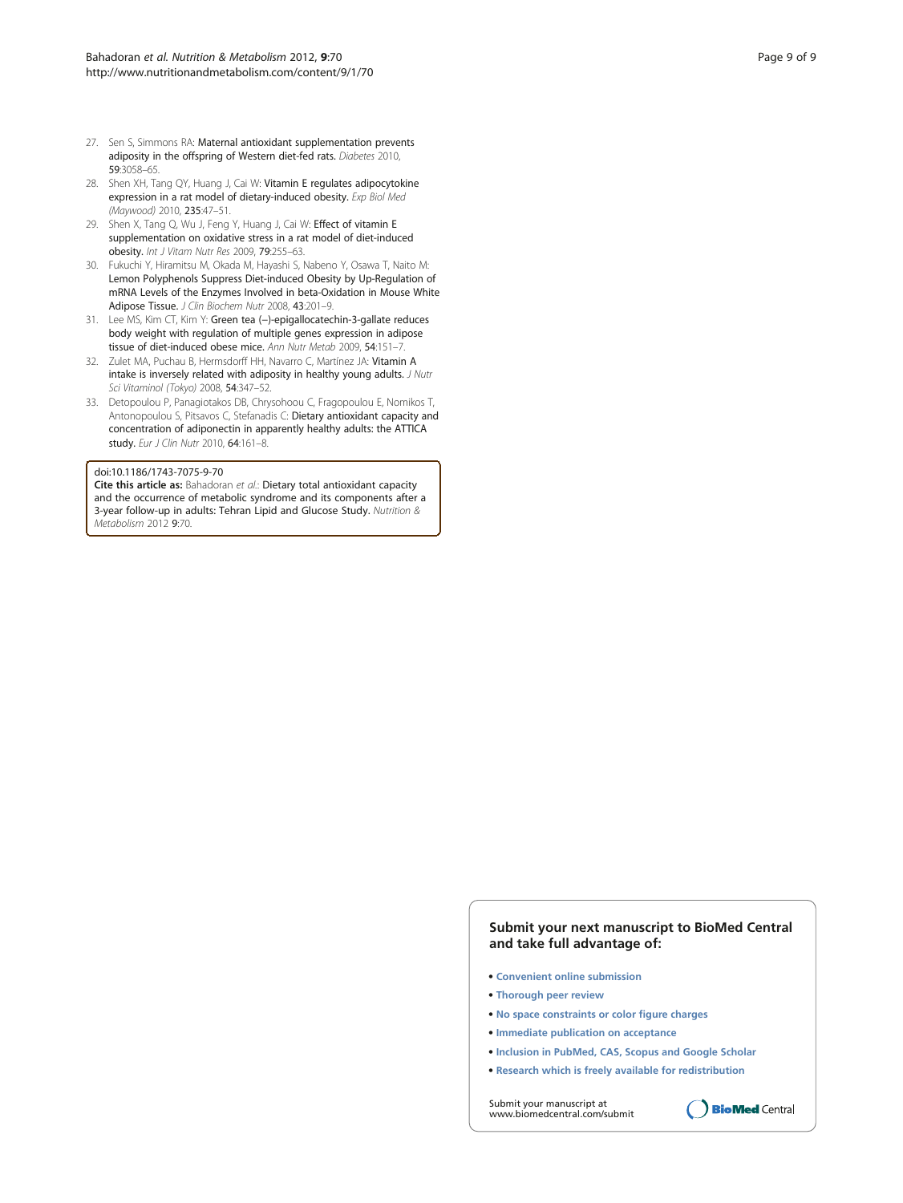27. Sen S, Simmons RA: **Maternal antioxidant supplementation prevents adiposity in the offspring of Western diet-fed rats.** *Diabetes* 2010, **59**:3058–65.
28. Shen XH, Tang QY, Huang J, Cai W: **Vitamin E regulates adipocytokine expression in a rat model of dietary-induced obesity.** *Exp Biol Med (Maywood)* 2010, **235**:47–51.
29. Shen X, Tang Q, Wu J, Feng Y, Huang J, Cai W: **Effect of vitamin E supplementation on oxidative stress in a rat model of diet-induced obesity.** *Int J Vitam Nutr Res* 2009, **79**:255–63.
30. Fukuchi Y, Hiramitsu M, Okada M, Hayashi S, Nabeno Y, Osawa T, Naito M: **Lemon Polyphenols Suppress Diet-induced Obesity by Up-Regulation of mRNA Levels of the Enzymes Involved in beta-Oxidation in Mouse White Adipose Tissue.** *J Clin Biochem Nutr* 2008, **43**:201–9.
31. Lee MS, Kim CT, Kim Y: **Green tea (−)-epigallocatechin-3-gallate reduces body weight with regulation of multiple genes expression in adipose tissue of diet-induced obese mice.** *Ann Nutr Metab* 2009, **54**:151–7.
32. Zulet MA, Puchau B, Hermsdorff HH, Navarro C, Martínez JA: **Vitamin A intake is inversely related with adiposity in healthy young adults.** *J Nutr Sci Vitaminol (Tokyo)* 2008, **54**:347–52.
33. Detopoulou P, Panagiotakos DB, Chrysohoou C, Fragopoulou E, Nomikos T, Antonopoulou S, Pitsavos C, Stefanadis C: **Dietary antioxidant capacity and concentration of adiponectin in apparently healthy adults: the ATTICA study.** *Eur J Clin Nutr* 2010, **64**:161–8.

doi:10.1186/1743-7075-9-70

**Cite this article as:** Bahadoran *et al.*: Dietary total antioxidant capacity and the occurrence of metabolic syndrome and its components after a 3-year follow-up in adults: Tehran Lipid and Glucose Study. *Nutrition & Metabolism* 2012 **9**:70.

**Submit your next manuscript to BioMed Central and take full advantage of:**

- **Convenient online submission**
- **Thorough peer review**
- **No space constraints or color figure charges**
- **Immediate publication on acceptance**
- **Inclusion in PubMed, CAS, Scopus and Google Scholar**
- **Research which is freely available for redistribution**

Submit your manuscript at
www.biomedcentral.com/submit

BioMed Central